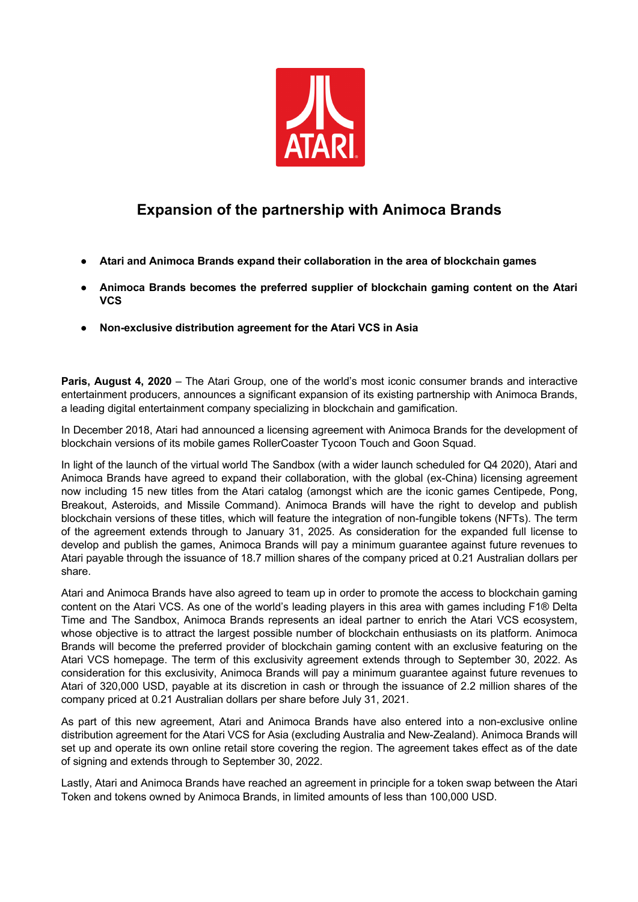# Expansion of the partnership with Animoca Brands

- **Atari and Animoca Brands expand their collaboration in the area of blockchain games**
- **Animoca Brands becomes the preferred supplier of blockchain gaming content on the Atari VCS**
- **Non-exclusive distribution agreement for the Atari VCS in Asia**

**Paris, August 4, 2020** – The Atari Group, one of the world's most iconic consumer brands and interactive entertainment producers, announces a significant expansion of its existing partnership with Animoca Brands, a leading digital entertainment company specializing in blockchain and gamification.

In December 2018, Atari had announced a licensing agreement with Animoca Brands for the development of blockchain versions of its mobile games RollerCoaster Tycoon Touch and Goon Squad.

In light of the launch of the virtual world The Sandbox (with a wider launch scheduled for Q4 2020), Atari and Animoca Brands have agreed to expand their collaboration, with the global (ex-China) licensing agreement now including 15 new titles from the Atari catalog (amongst which are the iconic games Centipede, Pong, Breakout, Asteroids, and Missile Command). Animoca Brands will have the right to develop and publish blockchain versions of these titles, which will feature the integration of non-fungible tokens (NFTs). The term of the agreement extends through to January 31, 2025. As consideration for the expanded full license to develop and publish the games, Animoca Brands will pay a minimum guarantee against future revenues to Atari payable through the issuance of 18.7 million shares of the company priced at 0.21 Australian dollars per share.

Atari and Animoca Brands have also agreed to team up in order to promote the access to blockchain gaming content on the Atari VCS. As one of the world's leading players in this area with games including F1® Delta Time and The Sandbox, Animoca Brands represents an ideal partner to enrich the Atari VCS ecosystem, whose objective is to attract the largest possible number of blockchain enthusiasts on its platform. Animoca Brands will become the preferred provider of blockchain gaming content with an exclusive featuring on the Atari VCS homepage. The term of this exclusivity agreement extends through to September 30, 2022. As consideration for this exclusivity, Animoca Brands will pay a minimum guarantee against future revenues to Atari of 320,000 USD, payable at its discretion in cash or through the issuance of 2.2 million shares of the company priced at 0.21 Australian dollars per share before July 31, 2021.

As part of this new agreement, Atari and Animoca Brands have also entered into a non-exclusive online distribution agreement for the Atari VCS for Asia (excluding Australia and New-Zealand). Animoca Brands will set up and operate its own online retail store covering the region. The agreement takes effect as of the date of signing and extends through to September 30, 2022.

Lastly, Atari and Animoca Brands have reached an agreement in principle for a token swap between the Atari Token and tokens owned by Animoca Brands, in limited amounts of less than 100,000 USD.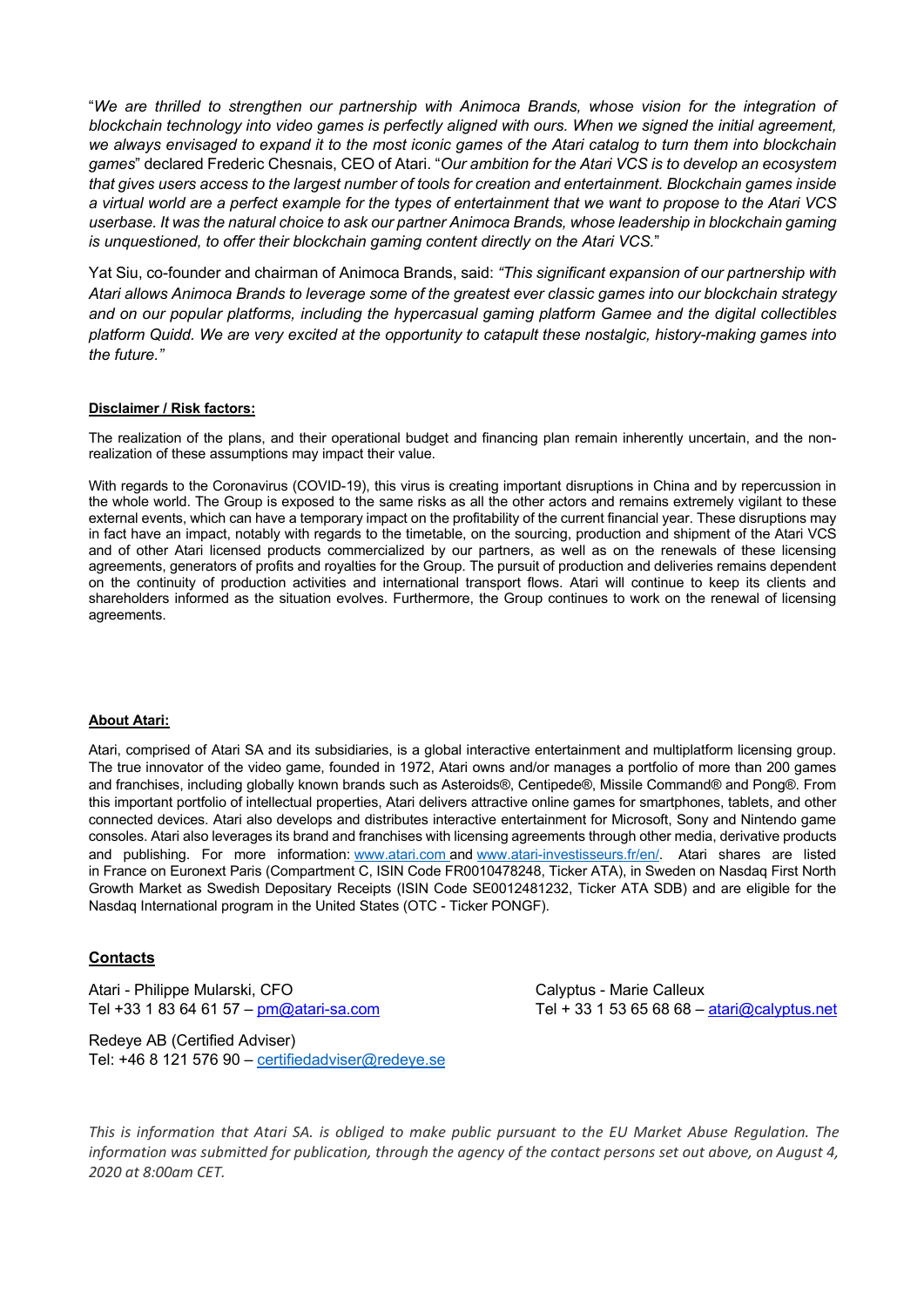"*We are thrilled to strengthen our partnership with Animoca Brands, whose vision for the integration of blockchain technology into video games is perfectly aligned with ours. When we signed the initial agreement, we always envisaged to expand it to the most iconic games of the Atari catalog to turn them into blockchain games*" declared Frederic Chesnais, CEO of Atari. "*Our ambition for the Atari VCS is to develop an ecosystem that gives users access to the largest number of tools for creation and entertainment. Blockchain games inside a virtual world are a perfect example for the types of entertainment that we want to propose to the Atari VCS userbase. It was the natural choice to ask our partner Animoca Brands, whose leadership in blockchain gaming is unquestioned, to offer their blockchain gaming content directly on the Atari VCS.*"

Yat Siu, co-founder and chairman of Animoca Brands, said: *"This significant expansion of our partnership with Atari allows Animoca Brands to leverage some of the greatest ever classic games into our blockchain strategy and on our popular platforms, including the hypercasual gaming platform Gamee and the digital collectibles platform Quidd. We are very excited at the opportunity to catapult these nostalgic, history-making games into the future."*

**Disclaimer / Risk factors:**

The realization of the plans, and their operational budget and financing plan remain inherently uncertain, and the non-realization of these assumptions may impact their value.

With regards to the Coronavirus (COVID-19), this virus is creating important disruptions in China and by repercussion in the whole world. The Group is exposed to the same risks as all the other actors and remains extremely vigilant to these external events, which can have a temporary impact on the profitability of the current financial year. These disruptions may in fact have an impact, notably with regards to the timetable, on the sourcing, production and shipment of the Atari VCS and of other Atari licensed products commercialized by our partners, as well as on the renewals of these licensing agreements, generators of profits and royalties for the Group. The pursuit of production and deliveries remains dependent on the continuity of production activities and international transport flows. Atari will continue to keep its clients and shareholders informed as the situation evolves. Furthermore, the Group continues to work on the renewal of licensing agreements.

**About Atari:**

Atari, comprised of Atari SA and its subsidiaries, is a global interactive entertainment and multiplatform licensing group. The true innovator of the video game, founded in 1972, Atari owns and/or manages a portfolio of more than 200 games and franchises, including globally known brands such as Asteroids®, Centipede®, Missile Command® and Pong®. From this important portfolio of intellectual properties, Atari delivers attractive online games for smartphones, tablets, and other connected devices. Atari also develops and distributes interactive entertainment for Microsoft, Sony and Nintendo game consoles. Atari also leverages its brand and franchises with licensing agreements through other media, derivative products and publishing. For more information: www.atari.com and www.atari-investisseurs.fr/en/. Atari shares are listed in France on Euronext Paris (Compartment C, ISIN Code FR0010478248, Ticker ATA), in Sweden on Nasdaq First North Growth Market as Swedish Depositary Receipts (ISIN Code SE0012481232, Ticker ATA SDB) and are eligible for the Nasdaq International program in the United States (OTC - Ticker PONGF).

## Contacts

Atari - Philippe Mularski, CFO
Tel +33 1 83 64 61 57 – pm@atari-sa.com

Calyptus - Marie Calleux
Tel + 33 1 53 65 68 68 – atari@calyptus.net

Redeye AB (Certified Adviser)
Tel: +46 8 121 576 90 – certifiedadviser@redeye.se

*This is information that Atari SA. is obliged to make public pursuant to the EU Market Abuse Regulation. The information was submitted for publication, through the agency of the contact persons set out above, on August 4, 2020 at 8:00am CET.*